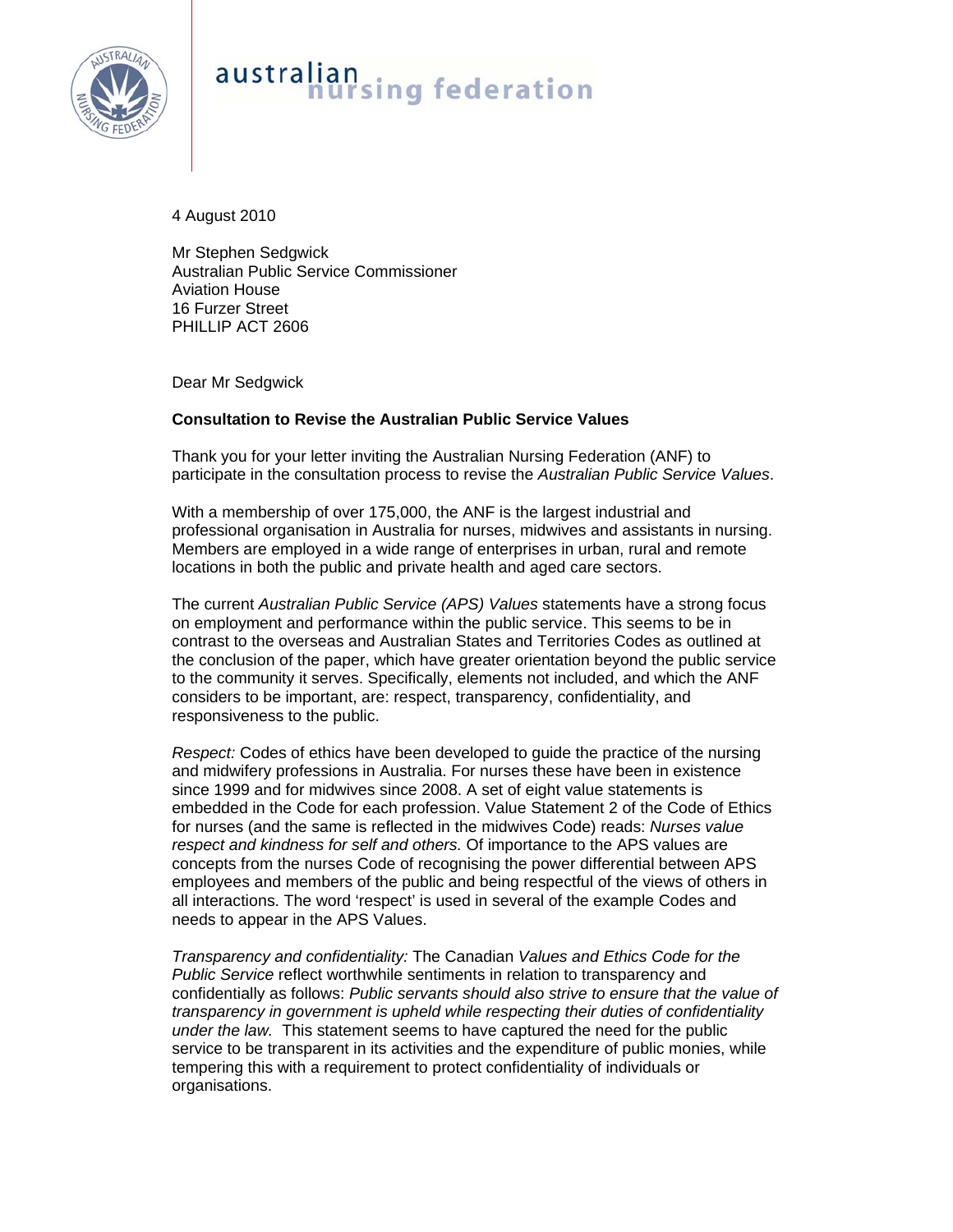australian nursing federation

4 August 2010

Mr Stephen Sedgwick
Australian Public Service Commissioner
Aviation House
16 Furzer Street
PHILLIP ACT 2606

Dear Mr Sedgwick

**Consultation to Revise the Australian Public Service Values**

Thank you for your letter inviting the Australian Nursing Federation (ANF) to participate in the consultation process to revise the *Australian Public Service Values*.

With a membership of over 175,000, the ANF is the largest industrial and professional organisation in Australia for nurses, midwives and assistants in nursing. Members are employed in a wide range of enterprises in urban, rural and remote locations in both the public and private health and aged care sectors.

The current *Australian Public Service (APS) Values* statements have a strong focus on employment and performance within the public service. This seems to be in contrast to the overseas and Australian States and Territories Codes as outlined at the conclusion of the paper, which have greater orientation beyond the public service to the community it serves. Specifically, elements not included, and which the ANF considers to be important, are: respect, transparency, confidentiality, and responsiveness to the public.

*Respect:* Codes of ethics have been developed to guide the practice of the nursing and midwifery professions in Australia. For nurses these have been in existence since 1999 and for midwives since 2008. A set of eight value statements is embedded in the Code for each profession. Value Statement 2 of the Code of Ethics for nurses (and the same is reflected in the midwives Code) reads: *Nurses value respect and kindness for self and others.* Of importance to the APS values are concepts from the nurses Code of recognising the power differential between APS employees and members of the public and being respectful of the views of others in all interactions. The word 'respect' is used in several of the example Codes and needs to appear in the APS Values.

*Transparency and confidentiality:* The Canadian *Values and Ethics Code for the Public Service* reflect worthwhile sentiments in relation to transparency and confidentially as follows: *Public servants should also strive to ensure that the value of transparency in government is upheld while respecting their duties of confidentiality under the law.* This statement seems to have captured the need for the public service to be transparent in its activities and the expenditure of public monies, while tempering this with a requirement to protect confidentiality of individuals or organisations.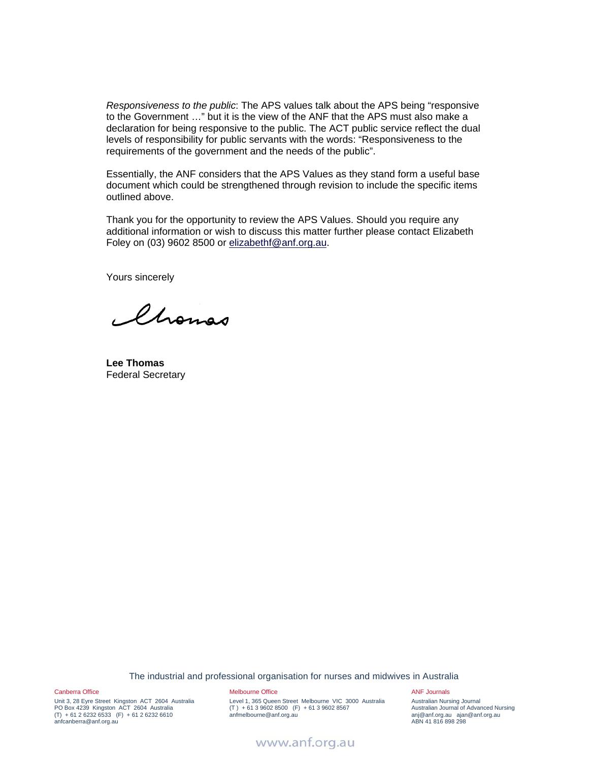*Responsiveness to the public*: The APS values talk about the APS being “responsive to the Government …” but it is the view of the ANF that the APS must also make a declaration for being responsive to the public. The ACT public service reflect the dual levels of responsibility for public servants with the words: “Responsiveness to the requirements of the government and the needs of the public”.

Essentially, the ANF considers that the APS Values as they stand form a useful base document which could be strengthened through revision to include the specific items outlined above.

Thank you for the opportunity to review the APS Values. Should you require any additional information or wish to discuss this matter further please contact Elizabeth Foley on (03) 9602 8500 or elizabethf@anf.org.au.

Yours sincerely

**Lee Thomas**
Federal Secretary

The industrial and professional organisation for nurses and midwives in Australia

Canberra Office
Unit 3, 28 Eyre Street Kingston ACT 2604 Australia
PO Box 4239 Kingston ACT 2604 Australia
(T) + 61 2 6232 6533 (F) + 61 2 6232 6610
anfcanberra@anf.org.au

Melbourne Office
Level 1, 365 Queen Street Melbourne VIC 3000 Australia
(T) + 61 3 9602 8500 (F) + 61 3 9602 8567
anfmelbourne@anf.org.au

ANF Journals
Australian Nursing Journal
Australian Journal of Advanced Nursing
anj@anf.org.au ajan@anf.org.au
ABN 41 816 898 298

www.anf.org.au